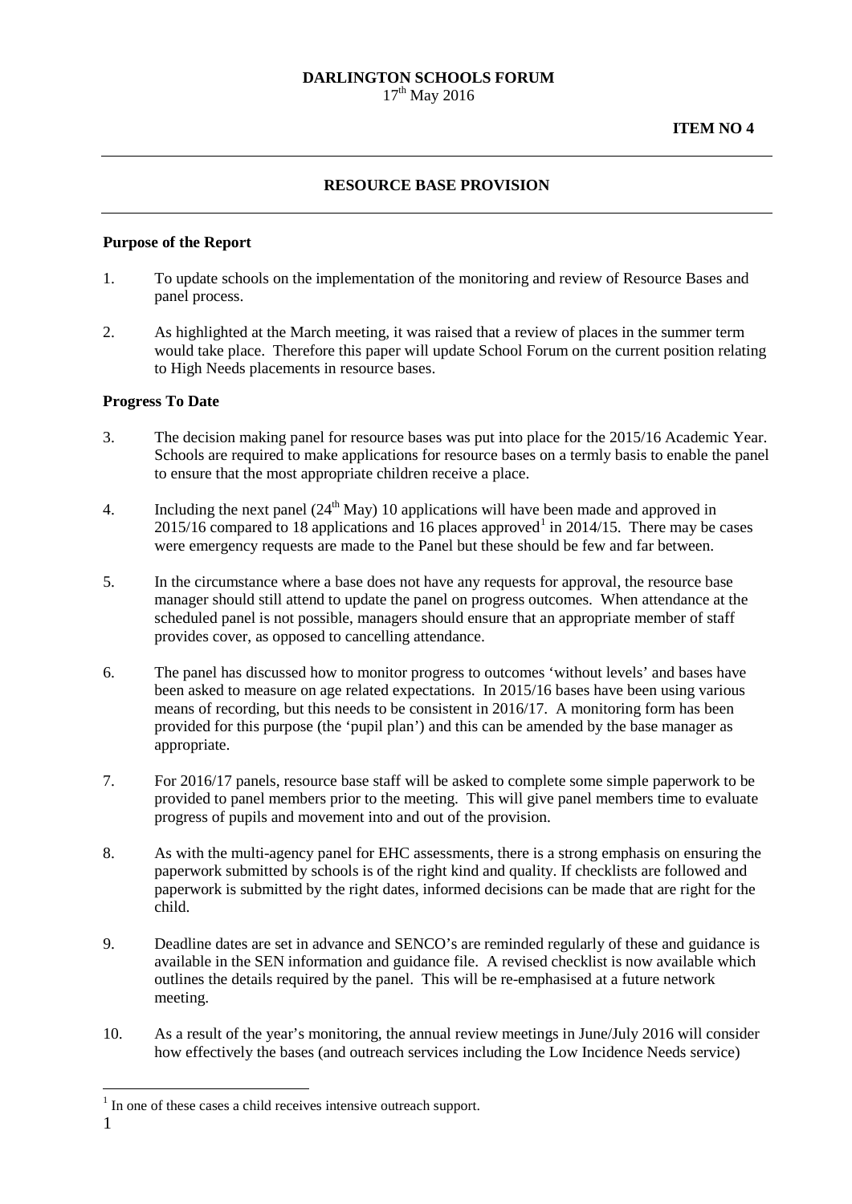**DARLINGTON SCHOOLS FORUM**
17th May 2016

**ITEM NO 4**

---

## RESOURCE BASE PROVISION

---

**Purpose of the Report**

1. To update schools on the implementation of the monitoring and review of Resource Bases and panel process.

2. As highlighted at the March meeting, it was raised that a review of places in the summer term would take place. Therefore this paper will update School Forum on the current position relating to High Needs placements in resource bases.

**Progress To Date**

3. The decision making panel for resource bases was put into place for the 2015/16 Academic Year. Schools are required to make applications for resource bases on a termly basis to enable the panel to ensure that the most appropriate children receive a place.

4. Including the next panel (24th May) 10 applications will have been made and approved in 2015/16 compared to 18 applications and 16 places approved[1] in 2014/15. There may be cases were emergency requests are made to the Panel but these should be few and far between.

5. In the circumstance where a base does not have any requests for approval, the resource base manager should still attend to update the panel on progress outcomes. When attendance at the scheduled panel is not possible, managers should ensure that an appropriate member of staff provides cover, as opposed to cancelling attendance.

6. The panel has discussed how to monitor progress to outcomes 'without levels' and bases have been asked to measure on age related expectations. In 2015/16 bases have been using various means of recording, but this needs to be consistent in 2016/17. A monitoring form has been provided for this purpose (the 'pupil plan') and this can be amended by the base manager as appropriate.

7. For 2016/17 panels, resource base staff will be asked to complete some simple paperwork to be provided to panel members prior to the meeting. This will give panel members time to evaluate progress of pupils and movement into and out of the provision.

8. As with the multi-agency panel for EHC assessments, there is a strong emphasis on ensuring the paperwork submitted by schools is of the right kind and quality. If checklists are followed and paperwork is submitted by the right dates, informed decisions can be made that are right for the child.

9. Deadline dates are set in advance and SENCO's are reminded regularly of these and guidance is available in the SEN information and guidance file. A revised checklist is now available which outlines the details required by the panel. This will be re-emphasised at a future network meeting.

10. As a result of the year's monitoring, the annual review meetings in June/July 2016 will consider how effectively the bases (and outreach services including the Low Incidence Needs service)

---

[1] In one of these cases a child receives intensive outreach support.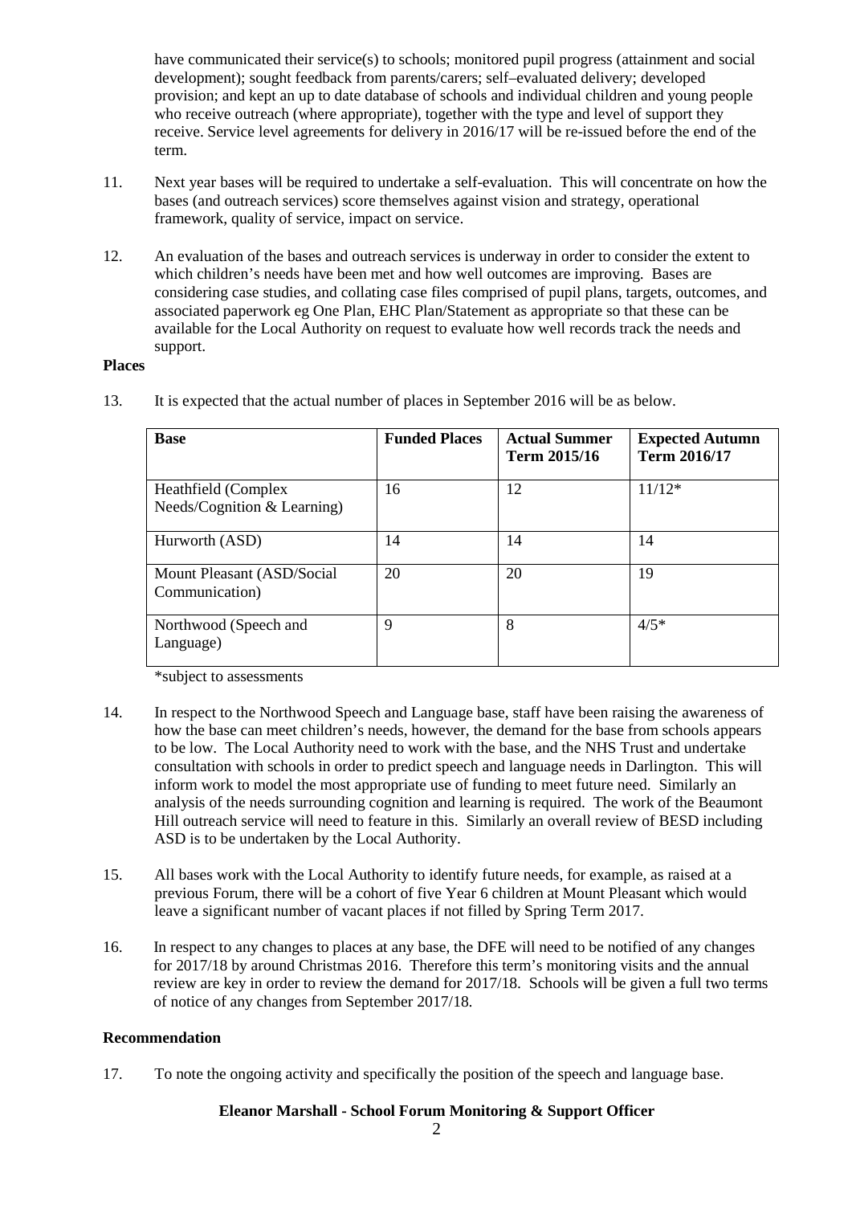have communicated their service(s) to schools; monitored pupil progress (attainment and social development); sought feedback from parents/carers; self–evaluated delivery; developed provision; and kept an up to date database of schools and individual children and young people who receive outreach (where appropriate), together with the type and level of support they receive. Service level agreements for delivery in 2016/17 will be re-issued before the end of the term.

11. Next year bases will be required to undertake a self-evaluation. This will concentrate on how the bases (and outreach services) score themselves against vision and strategy, operational framework, quality of service, impact on service.

12. An evaluation of the bases and outreach services is underway in order to consider the extent to which children's needs have been met and how well outcomes are improving. Bases are considering case studies, and collating case files comprised of pupil plans, targets, outcomes, and associated paperwork eg One Plan, EHC Plan/Statement as appropriate so that these can be available for the Local Authority on request to evaluate how well records track the needs and support.

**Places**

13. It is expected that the actual number of places in September 2016 will be as below.

| Base | Funded Places | Actual Summer Term 2015/16 | Expected Autumn Term 2016/17 |
|---|---|---|---|
| Heathfield (Complex Needs/Cognition & Learning) | 16 | 12 | 11/12* |
| Hurworth (ASD) | 14 | 14 | 14 |
| Mount Pleasant (ASD/Social Communication) | 20 | 20 | 19 |
| Northwood (Speech and Language) | 9 | 8 | 4/5* |

*subject to assessments

14. In respect to the Northwood Speech and Language base, staff have been raising the awareness of how the base can meet children's needs, however, the demand for the base from schools appears to be low. The Local Authority need to work with the base, and the NHS Trust and undertake consultation with schools in order to predict speech and language needs in Darlington. This will inform work to model the most appropriate use of funding to meet future need. Similarly an analysis of the needs surrounding cognition and learning is required. The work of the Beaumont Hill outreach service will need to feature in this. Similarly an overall review of BESD including ASD is to be undertaken by the Local Authority.

15. All bases work with the Local Authority to identify future needs, for example, as raised at a previous Forum, there will be a cohort of five Year 6 children at Mount Pleasant which would leave a significant number of vacant places if not filled by Spring Term 2017.

16. In respect to any changes to places at any base, the DFE will need to be notified of any changes for 2017/18 by around Christmas 2016. Therefore this term's monitoring visits and the annual review are key in order to review the demand for 2017/18. Schools will be given a full two terms of notice of any changes from September 2017/18.

**Recommendation**

17. To note the ongoing activity and specifically the position of the speech and language base.

**Eleanor Marshall - School Forum Monitoring & Support Officer**